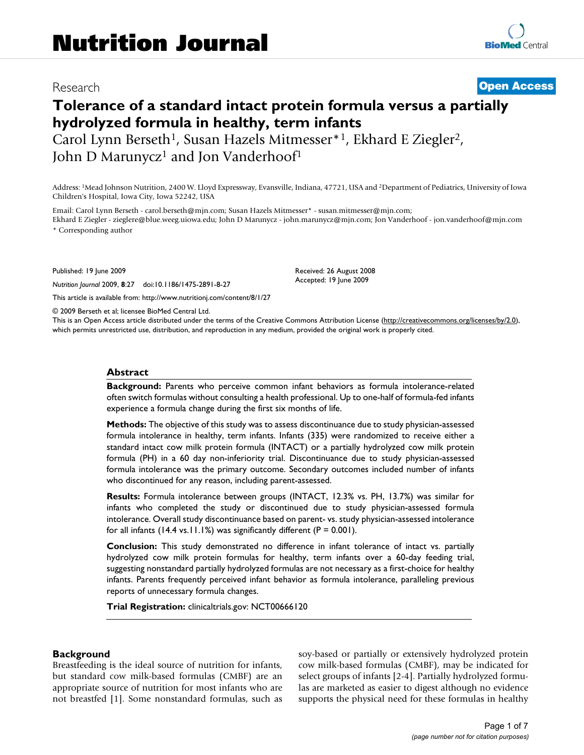# Nutrition Journal

Research **Open Access**

# Tolerance of a standard intact protein formula versus a partially hydrolyzed formula in healthy, term infants

Carol Lynn Berseth[1], Susan Hazels Mitmesser*[1], Ekhard E Ziegler[2], John D Marunycz[1] and Jon Vanderhoof[1]

Address: [1]Mead Johnson Nutrition, 2400 W. Lloyd Expressway, Evansville, Indiana, 47721, USA and [2]Department of Pediatrics, University of Iowa Children's Hospital, Iowa City, Iowa 52242, USA

Email: Carol Lynn Berseth - carol.berseth@mjn.com; Susan Hazels Mitmesser* - susan.mitmesser@mjn.com; Ekhard E Ziegler - zieglere@blue.weeg.uiowa.edu; John D Marunycz - john.marunycz@mjn.com; Jon Vanderhoof - jon.vanderhoof@mjn.com

* Corresponding author

Published: 19 June 2009

*Nutrition Journal* 2009, **8**:27 doi:10.1186/1475-2891-8-27

Received: 26 August 2008
Accepted: 19 June 2009

This article is available from: http://www.nutritionj.com/content/8/1/27

© 2009 Berseth et al; licensee BioMed Central Ltd.

This is an Open Access article distributed under the terms of the Creative Commons Attribution License (http://creativecommons.org/licenses/by/2.0), which permits unrestricted use, distribution, and reproduction in any medium, provided the original work is properly cited.

## Abstract

**Background:** Parents who perceive common infant behaviors as formula intolerance-related often switch formulas without consulting a health professional. Up to one-half of formula-fed infants experience a formula change during the first six months of life.

**Methods:** The objective of this study was to assess discontinuance due to study physician-assessed formula intolerance in healthy, term infants. Infants (335) were randomized to receive either a standard intact cow milk protein formula (INTACT) or a partially hydrolyzed cow milk protein formula (PH) in a 60 day non-inferiority trial. Discontinuance due to study physician-assessed formula intolerance was the primary outcome. Secondary outcomes included number of infants who discontinued for any reason, including parent-assessed.

**Results:** Formula intolerance between groups (INTACT, 12.3% vs. PH, 13.7%) was similar for infants who completed the study or discontinued due to study physician-assessed formula intolerance. Overall study discontinuance based on parent- vs. study physician-assessed intolerance for all infants (14.4 vs.11.1%) was significantly different ($P = 0.001$).

**Conclusion:** This study demonstrated no difference in infant tolerance of intact vs. partially hydrolyzed cow milk protein formulas for healthy, term infants over a 60-day feeding trial, suggesting nonstandard partially hydrolyzed formulas are not necessary as a first-choice for healthy infants. Parents frequently perceived infant behavior as formula intolerance, paralleling previous reports of unnecessary formula changes.

**Trial Registration:** clinicaltrials.gov: NCT00666120

## Background

Breastfeeding is the ideal source of nutrition for infants, but standard cow milk-based formulas (CMBF) are an appropriate source of nutrition for most infants who are not breastfed [1]. Some nonstandard formulas, such as soy-based or partially or extensively hydrolyzed protein cow milk-based formulas (CMBF), may be indicated for select groups of infants [2-4]. Partially hydrolyzed formulas are marketed as easier to digest although no evidence supports the physical need for these formulas in healthy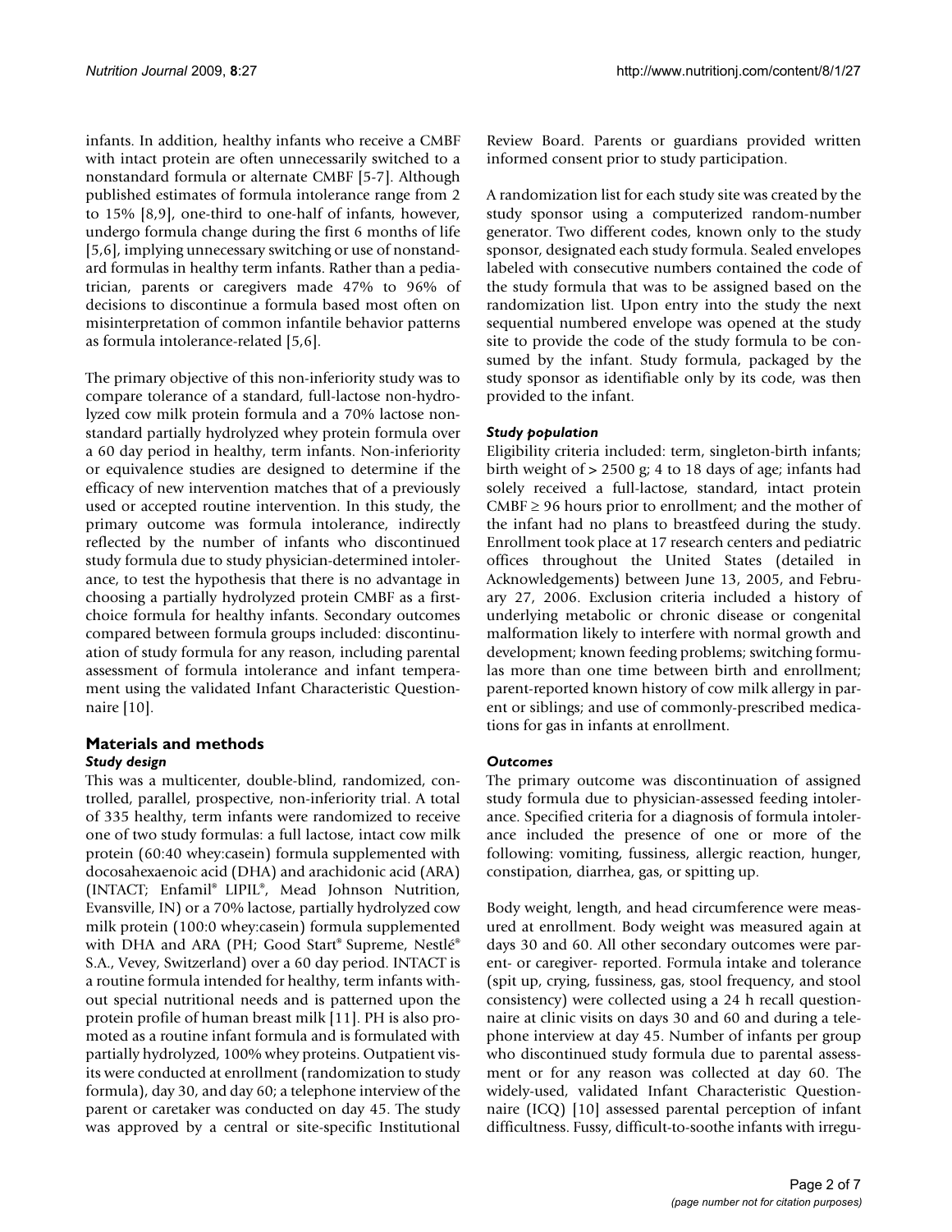infants. In addition, healthy infants who receive a CMBF with intact protein are often unnecessarily switched to a nonstandard formula or alternate CMBF [5-7]. Although published estimates of formula intolerance range from 2 to 15% [8,9], one-third to one-half of infants, however, undergo formula change during the first 6 months of life [5,6], implying unnecessary switching or use of nonstandard formulas in healthy term infants. Rather than a pediatrician, parents or caregivers made 47% to 96% of decisions to discontinue a formula based most often on misinterpretation of common infantile behavior patterns as formula intolerance-related [5,6].

The primary objective of this non-inferiority study was to compare tolerance of a standard, full-lactose non-hydrolyzed cow milk protein formula and a 70% lactose nonstandard partially hydrolyzed whey protein formula over a 60 day period in healthy, term infants. Non-inferiority or equivalence studies are designed to determine if the efficacy of new intervention matches that of a previously used or accepted routine intervention. In this study, the primary outcome was formula intolerance, indirectly reflected by the number of infants who discontinued study formula due to study physician-determined intolerance, to test the hypothesis that there is no advantage in choosing a partially hydrolyzed protein CMBF as a first-choice formula for healthy infants. Secondary outcomes compared between formula groups included: discontinuation of study formula for any reason, including parental assessment of formula intolerance and infant temperament using the validated Infant Characteristic Questionnaire [10].

## Materials and methods

### *Study design*

This was a multicenter, double-blind, randomized, controlled, parallel, prospective, non-inferiority trial. A total of 335 healthy, term infants were randomized to receive one of two study formulas: a full lactose, intact cow milk protein (60:40 whey:casein) formula supplemented with docosahexaenoic acid (DHA) and arachidonic acid (ARA) (INTACT; Enfamil® LIPIL®, Mead Johnson Nutrition, Evansville, IN) or a 70% lactose, partially hydrolyzed cow milk protein (100:0 whey:casein) formula supplemented with DHA and ARA (PH; Good Start® Supreme, Nestlé® S.A., Vevey, Switzerland) over a 60 day period. INTACT is a routine formula intended for healthy, term infants without special nutritional needs and is patterned upon the protein profile of human breast milk [11]. PH is also promoted as a routine infant formula and is formulated with partially hydrolyzed, 100% whey proteins. Outpatient visits were conducted at enrollment (randomization to study formula), day 30, and day 60; a telephone interview of the parent or caretaker was conducted on day 45. The study was approved by a central or site-specific Institutional Review Board. Parents or guardians provided written informed consent prior to study participation.

A randomization list for each study site was created by the study sponsor using a computerized random-number generator. Two different codes, known only to the study sponsor, designated each study formula. Sealed envelopes labeled with consecutive numbers contained the code of the study formula that was to be assigned based on the randomization list. Upon entry into the study the next sequential numbered envelope was opened at the study site to provide the code of the study formula to be consumed by the infant. Study formula, packaged by the study sponsor as identifiable only by its code, was then provided to the infant.

### *Study population*

Eligibility criteria included: term, singleton-birth infants; birth weight of > 2500 g; 4 to 18 days of age; infants had solely received a full-lactose, standard, intact protein CMBF ≥ 96 hours prior to enrollment; and the mother of the infant had no plans to breastfeed during the study. Enrollment took place at 17 research centers and pediatric offices throughout the United States (detailed in Acknowledgements) between June 13, 2005, and February 27, 2006. Exclusion criteria included a history of underlying metabolic or chronic disease or congenital malformation likely to interfere with normal growth and development; known feeding problems; switching formulas more than one time between birth and enrollment; parent-reported known history of cow milk allergy in parent or siblings; and use of commonly-prescribed medications for gas in infants at enrollment.

### *Outcomes*

The primary outcome was discontinuation of assigned study formula due to physician-assessed feeding intolerance. Specified criteria for a diagnosis of formula intolerance included the presence of one or more of the following: vomiting, fussiness, allergic reaction, hunger, constipation, diarrhea, gas, or spitting up.

Body weight, length, and head circumference were measured at enrollment. Body weight was measured again at days 30 and 60. All other secondary outcomes were parent- or caregiver- reported. Formula intake and tolerance (spit up, crying, fussiness, gas, stool frequency, and stool consistency) were collected using a 24 h recall questionnaire at clinic visits on days 30 and 60 and during a telephone interview at day 45. Number of infants per group who discontinued study formula due to parental assessment or for any reason was collected at day 60. The widely-used, validated Infant Characteristic Questionnaire (ICQ) [10] assessed parental perception of infant difficultness. Fussy, difficult-to-soothe infants with irregu-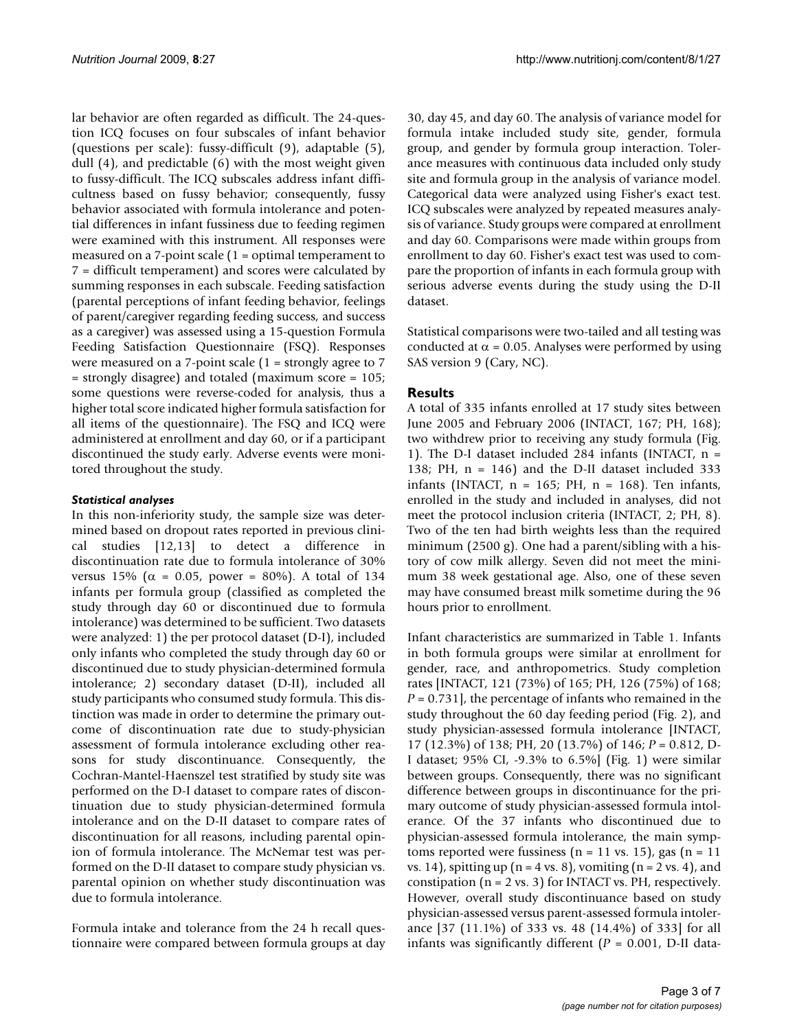lar behavior are often regarded as difficult. The 24-question ICQ focuses on four subscales of infant behavior (questions per scale): fussy-difficult (9), adaptable (5), dull (4), and predictable (6) with the most weight given to fussy-difficult. The ICQ subscales address infant difficultness based on fussy behavior; consequently, fussy behavior associated with formula intolerance and potential differences in infant fussiness due to feeding regimen were examined with this instrument. All responses were measured on a 7-point scale (1 = optimal temperament to 7 = difficult temperament) and scores were calculated by summing responses in each subscale. Feeding satisfaction (parental perceptions of infant feeding behavior, feelings of parent/caregiver regarding feeding success, and success as a caregiver) was assessed using a 15-question Formula Feeding Satisfaction Questionnaire (FSQ). Responses were measured on a 7-point scale (1 = strongly agree to 7 = strongly disagree) and totaled (maximum score = 105; some questions were reverse-coded for analysis, thus a higher total score indicated higher formula satisfaction for all items of the questionnaire). The FSQ and ICQ were administered at enrollment and day 60, or if a participant discontinued the study early. Adverse events were monitored throughout the study.

### *Statistical analyses*

In this non-inferiority study, the sample size was determined based on dropout rates reported in previous clinical studies [12,13] to detect a difference in discontinuation rate due to formula intolerance of 30% versus 15% ($\alpha = 0.05$, power = 80%). A total of 134 infants per formula group (classified as completed the study through day 60 or discontinued due to formula intolerance) was determined to be sufficient. Two datasets were analyzed: 1) the per protocol dataset (D-I), included only infants who completed the study through day 60 or discontinued due to study physician-determined formula intolerance; 2) secondary dataset (D-II), included all study participants who consumed study formula. This distinction was made in order to determine the primary outcome of discontinuation rate due to study-physician assessment of formula intolerance excluding other reasons for study discontinuance. Consequently, the Cochran-Mantel-Haenszel test stratified by study site was performed on the D-I dataset to compare rates of discontinuation due to study physician-determined formula intolerance and on the D-II dataset to compare rates of discontinuation for all reasons, including parental opinion of formula intolerance. The McNemar test was performed on the D-II dataset to compare study physician vs. parental opinion on whether study discontinuation was due to formula intolerance.

Formula intake and tolerance from the 24 h recall questionnaire were compared between formula groups at day 30, day 45, and day 60. The analysis of variance model for formula intake included study site, gender, formula group, and gender by formula group interaction. Tolerance measures with continuous data included only study site and formula group in the analysis of variance model. Categorical data were analyzed using Fisher's exact test. ICQ subscales were analyzed by repeated measures analysis of variance. Study groups were compared at enrollment and day 60. Comparisons were made within groups from enrollment to day 60. Fisher's exact test was used to compare the proportion of infants in each formula group with serious adverse events during the study using the D-II dataset.

Statistical comparisons were two-tailed and all testing was conducted at $\alpha = 0.05$. Analyses were performed by using SAS version 9 (Cary, NC).

## Results

A total of 335 infants enrolled at 17 study sites between June 2005 and February 2006 (INTACT, 167; PH, 168); two withdrew prior to receiving any study formula (Fig. 1). The D-I dataset included 284 infants (INTACT, n = 138; PH, n = 146) and the D-II dataset included 333 infants (INTACT, n = 165; PH, n = 168). Ten infants, enrolled in the study and included in analyses, did not meet the protocol inclusion criteria (INTACT, 2; PH, 8). Two of the ten had birth weights less than the required minimum (2500 g). One had a parent/sibling with a history of cow milk allergy. Seven did not meet the minimum 38 week gestational age. Also, one of these seven may have consumed breast milk sometime during the 96 hours prior to enrollment.

Infant characteristics are summarized in Table 1. Infants in both formula groups were similar at enrollment for gender, race, and anthropometrics. Study completion rates [INTACT, 121 (73%) of 165; PH, 126 (75%) of 168; $P = 0.731$], the percentage of infants who remained in the study throughout the 60 day feeding period (Fig. 2), and study physician-assessed formula intolerance [INTACT, 17 (12.3%) of 138; PH, 20 (13.7%) of 146; $P = 0.812$, D-I dataset; 95% CI, -9.3% to 6.5%] (Fig. 1) were similar between groups. Consequently, there was no significant difference between groups in discontinuance for the primary outcome of study physician-assessed formula intolerance. Of the 37 infants who discontinued due to physician-assessed formula intolerance, the main symptoms reported were fussiness (n = 11 vs. 15), gas (n = 11 vs. 14), spitting up (n = 4 vs. 8), vomiting (n = 2 vs. 4), and constipation (n = 2 vs. 3) for INTACT vs. PH, respectively. However, overall study discontinuance based on study physician-assessed versus parent-assessed formula intolerance [37 (11.1%) of 333 vs. 48 (14.4%) of 333] for all infants was significantly different ($P = 0.001$, D-II data-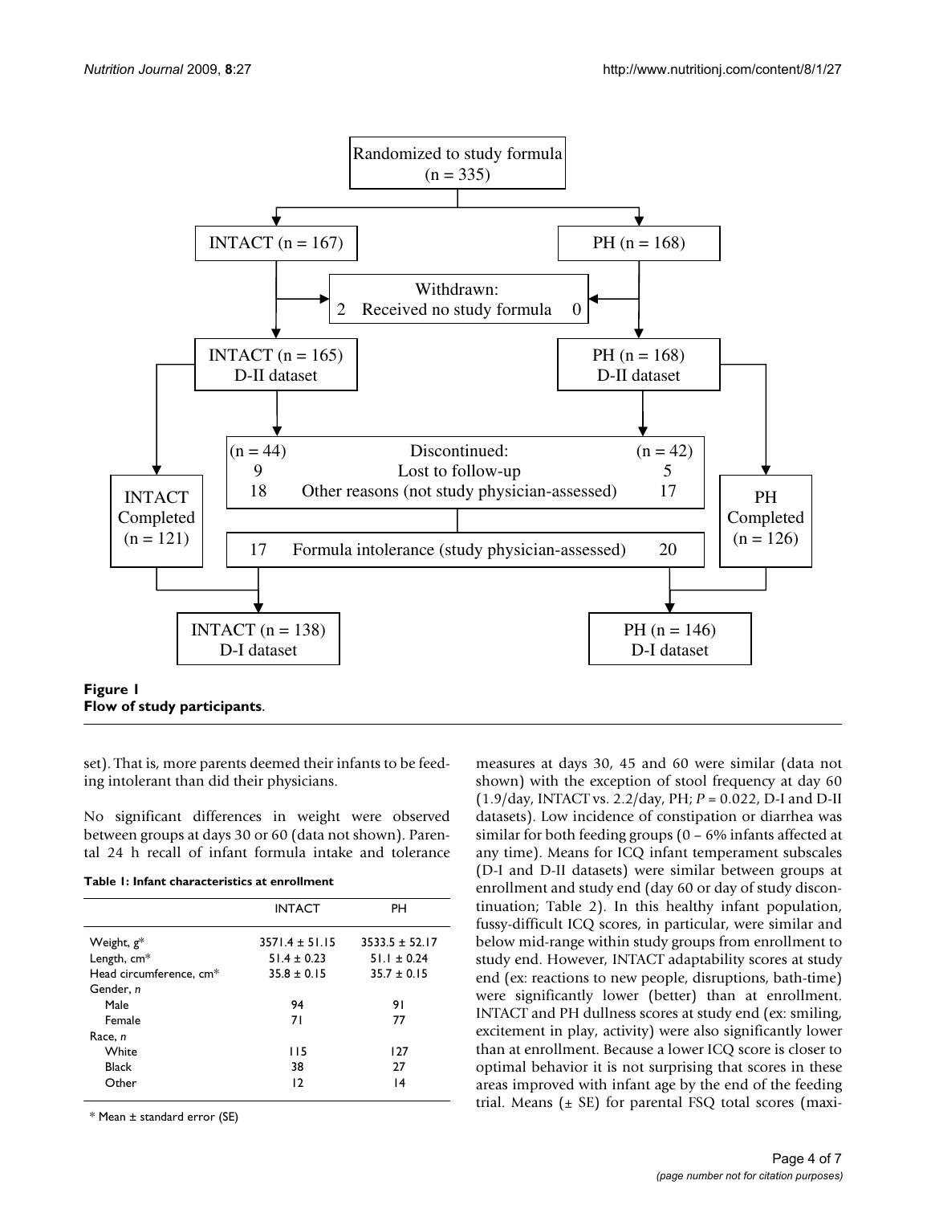**Figure 1**
**Flow of study participants**.

set). That is, more parents deemed their infants to be feeding intolerant than did their physicians.

No significant differences in weight were observed between groups at days 30 or 60 (data not shown). Parental 24 h recall of infant formula intake and tolerance measures at days 30, 45 and 60 were similar (data not shown) with the exception of stool frequency at day 60 (1.9/day, INTACT vs. 2.2/day, PH; *P* = 0.022, D-I and D-II datasets). Low incidence of constipation or diarrhea was similar for both feeding groups (0 – 6% infants affected at any time). Means for ICQ infant temperament subscales (D-I and D-II datasets) were similar between groups at enrollment and study end (day 60 or day of study discontinuation; Table 2). In this healthy infant population, fussy-difficult ICQ scores, in particular, were similar and below mid-range within study groups from enrollment to study end. However, INTACT adaptability scores at study end (ex: reactions to new people, disruptions, bath-time) were significantly lower (better) than at enrollment. INTACT and PH dullness scores at study end (ex: smiling, excitement in play, activity) were also significantly lower than at enrollment. Because a lower ICQ score is closer to optimal behavior it is not surprising that scores in these areas improved with infant age by the end of the feeding trial. Means (± SE) for parental FSQ total scores (maxi-

**Table 1: Infant characteristics at enrollment**

| | INTACT | PH |
|---|---|---|
| Weight, g* | 3571.4 ± 51.15 | 3533.5 ± 52.17 |
| Length, cm* | 51.4 ± 0.23 | 51.1 ± 0.24 |
| Head circumference, cm* | 35.8 ± 0.15 | 35.7 ± 0.15 |
| Gender, *n* | | |
| Male | 94 | 91 |
| Female | 71 | 77 |
| Race, *n* | | |
| White | 115 | 127 |
| Black | 38 | 27 |
| Other | 12 | 14 |

* Mean ± standard error (SE)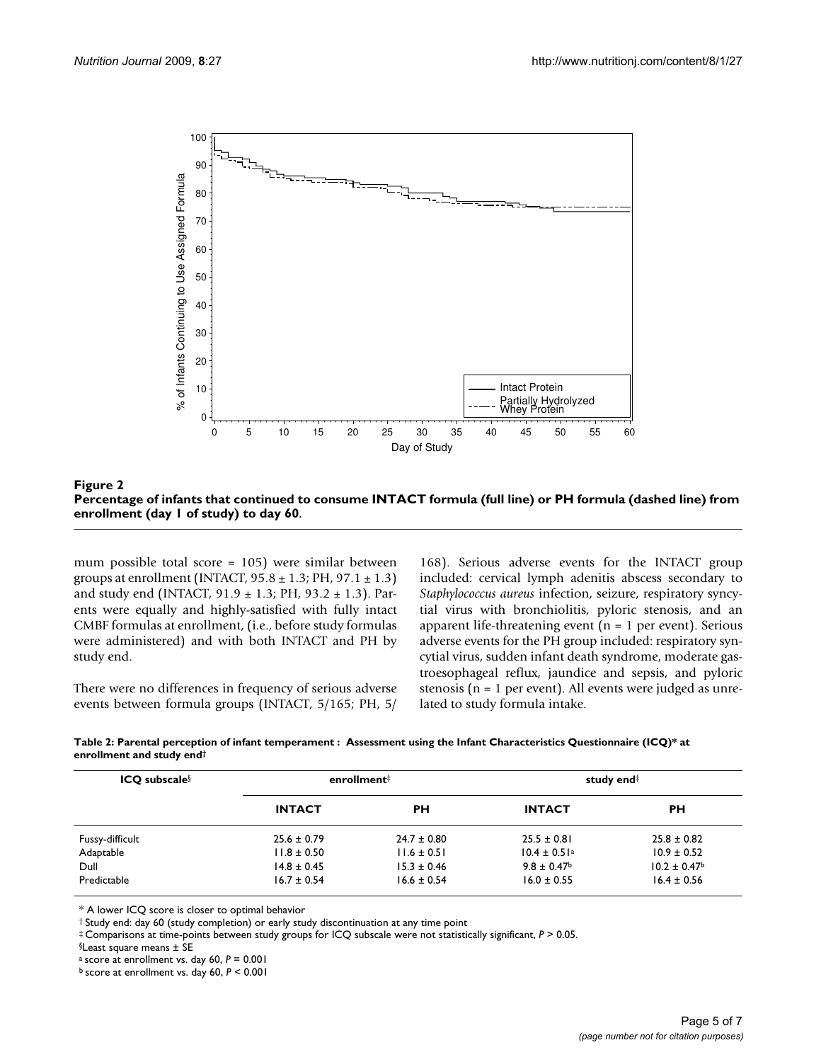**Figure 2**
**Percentage of infants that continued to consume INTACT formula (full line) or PH formula (dashed line) from enrollment (day 1 of study) to day 60**.

mum possible total score = 105) were similar between groups at enrollment (INTACT, 95.8 ± 1.3; PH, 97.1 ± 1.3) and study end (INTACT, 91.9 ± 1.3; PH, 93.2 ± 1.3). Parents were equally and highly-satisfied with fully intact CMBF formulas at enrollment, (i.e., before study formulas were administered) and with both INTACT and PH by study end.

There were no differences in frequency of serious adverse events between formula groups (INTACT, 5/165; PH, 5/168). Serious adverse events for the INTACT group included: cervical lymph adenitis abscess secondary to *Staphylococcus aureus* infection, seizure, respiratory syncytial virus with bronchiolitis, pyloric stenosis, and an apparent life-threatening event (n = 1 per event). Serious adverse events for the PH group included: respiratory syncytial virus, sudden infant death syndrome, moderate gastroesophageal reflux, jaundice and sepsis, and pyloric stenosis (n = 1 per event). All events were judged as unrelated to study formula intake.

**Table 2: Parental perception of infant temperament : Assessment using the Infant Characteristics Questionnaire (ICQ)* at enrollment and study end†**

| ICQ subscale§ | enrollment‡ | | study end‡ | |
|---|---|---|---|---|
| | INTACT | PH | INTACT | PH |
| Fussy-difficult | 25.6 ± 0.79 | 24.7 ± 0.80 | 25.5 ± 0.81 | 25.8 ± 0.82 |
| Adaptable | 11.8 ± 0.50 | 11.6 ± 0.51 | 10.4 ± 0.51[a] | 10.9 ± 0.52 |
| Dull | 14.8 ± 0.45 | 15.3 ± 0.46 | 9.8 ± 0.47[b] | 10.2 ± 0.47[b] |
| Predictable | 16.7 ± 0.54 | 16.6 ± 0.54 | 16.0 ± 0.55 | 16.4 ± 0.56 |

* A lower ICQ score is closer to optimal behavior
† Study end: day 60 (study completion) or early study discontinuation at any time point
‡ Comparisons at time-points between study groups for ICQ subscale were not statistically significant, $P > 0.05$.
§Least square means ± SE
[a] score at enrollment vs. day 60, $P = 0.001$
[b] score at enrollment vs. day 60, $P < 0.001$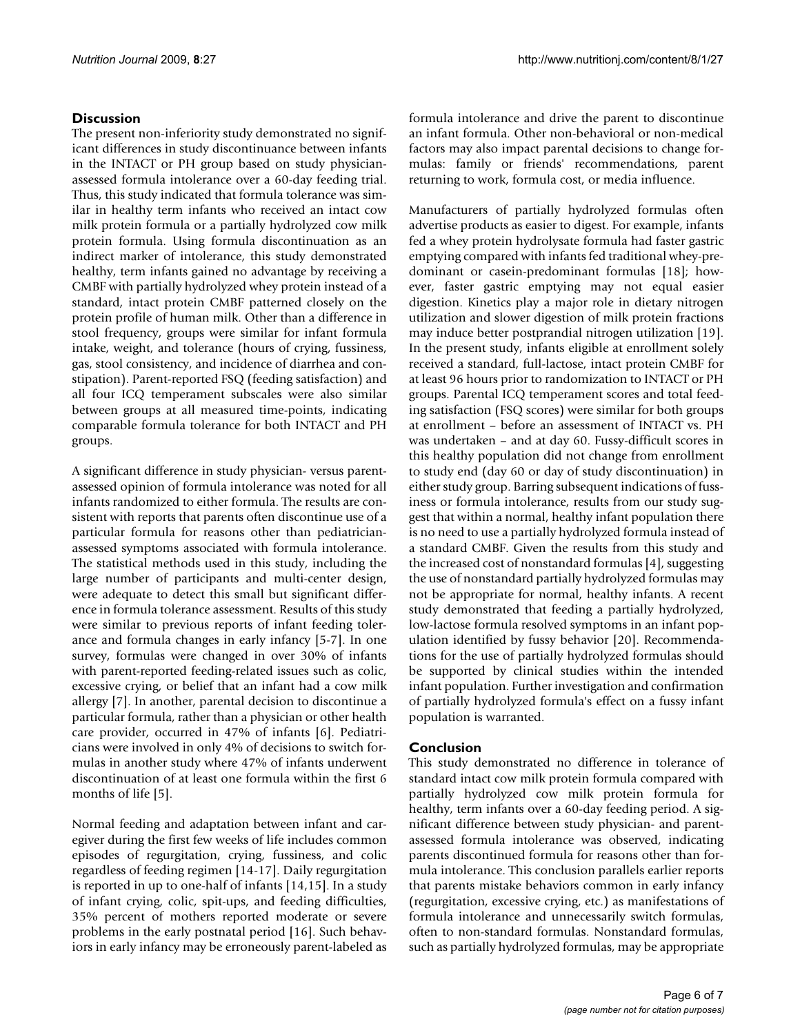## Discussion

The present non-inferiority study demonstrated no significant differences in study discontinuance between infants in the INTACT or PH group based on study physician-assessed formula intolerance over a 60-day feeding trial. Thus, this study indicated that formula tolerance was similar in healthy term infants who received an intact cow milk protein formula or a partially hydrolyzed cow milk protein formula. Using formula discontinuation as an indirect marker of intolerance, this study demonstrated healthy, term infants gained no advantage by receiving a CMBF with partially hydrolyzed whey protein instead of a standard, intact protein CMBF patterned closely on the protein profile of human milk. Other than a difference in stool frequency, groups were similar for infant formula intake, weight, and tolerance (hours of crying, fussiness, gas, stool consistency, and incidence of diarrhea and constipation). Parent-reported FSQ (feeding satisfaction) and all four ICQ temperament subscales were also similar between groups at all measured time-points, indicating comparable formula tolerance for both INTACT and PH groups.

A significant difference in study physician- versus parent-assessed opinion of formula intolerance was noted for all infants randomized to either formula. The results are consistent with reports that parents often discontinue use of a particular formula for reasons other than pediatrician-assessed symptoms associated with formula intolerance. The statistical methods used in this study, including the large number of participants and multi-center design, were adequate to detect this small but significant difference in formula tolerance assessment. Results of this study were similar to previous reports of infant feeding tolerance and formula changes in early infancy [5-7]. In one survey, formulas were changed in over 30% of infants with parent-reported feeding-related issues such as colic, excessive crying, or belief that an infant had a cow milk allergy [7]. In another, parental decision to discontinue a particular formula, rather than a physician or other health care provider, occurred in 47% of infants [6]. Pediatricians were involved in only 4% of decisions to switch formulas in another study where 47% of infants underwent discontinuation of at least one formula within the first 6 months of life [5].

Normal feeding and adaptation between infant and caregiver during the first few weeks of life includes common episodes of regurgitation, crying, fussiness, and colic regardless of feeding regimen [14-17]. Daily regurgitation is reported in up to one-half of infants [14,15]. In a study of infant crying, colic, spit-ups, and feeding difficulties, 35% percent of mothers reported moderate or severe problems in the early postnatal period [16]. Such behaviors in early infancy may be erroneously parent-labeled as formula intolerance and drive the parent to discontinue an infant formula. Other non-behavioral or non-medical factors may also impact parental decisions to change formulas: family or friends' recommendations, parent returning to work, formula cost, or media influence.

Manufacturers of partially hydrolyzed formulas often advertise products as easier to digest. For example, infants fed a whey protein hydrolysate formula had faster gastric emptying compared with infants fed traditional whey-predominant or casein-predominant formulas [18]; however, faster gastric emptying may not equal easier digestion. Kinetics play a major role in dietary nitrogen utilization and slower digestion of milk protein fractions may induce better postprandial nitrogen utilization [19]. In the present study, infants eligible at enrollment solely received a standard, full-lactose, intact protein CMBF for at least 96 hours prior to randomization to INTACT or PH groups. Parental ICQ temperament scores and total feeding satisfaction (FSQ scores) were similar for both groups at enrollment – before an assessment of INTACT vs. PH was undertaken – and at day 60. Fussy-difficult scores in this healthy population did not change from enrollment to study end (day 60 or day of study discontinuation) in either study group. Barring subsequent indications of fussiness or formula intolerance, results from our study suggest that within a normal, healthy infant population there is no need to use a partially hydrolyzed formula instead of a standard CMBF. Given the results from this study and the increased cost of nonstandard formulas [4], suggesting the use of nonstandard partially hydrolyzed formulas may not be appropriate for normal, healthy infants. A recent study demonstrated that feeding a partially hydrolyzed, low-lactose formula resolved symptoms in an infant population identified by fussy behavior [20]. Recommendations for the use of partially hydrolyzed formulas should be supported by clinical studies within the intended infant population. Further investigation and confirmation of partially hydrolyzed formula's effect on a fussy infant population is warranted.

## Conclusion

This study demonstrated no difference in tolerance of standard intact cow milk protein formula compared with partially hydrolyzed cow milk protein formula for healthy, term infants over a 60-day feeding period. A significant difference between study physician- and parent-assessed formula intolerance was observed, indicating parents discontinued formula for reasons other than formula intolerance. This conclusion parallels earlier reports that parents mistake behaviors common in early infancy (regurgitation, excessive crying, etc.) as manifestations of formula intolerance and unnecessarily switch formulas, often to non-standard formulas. Nonstandard formulas, such as partially hydrolyzed formulas, may be appropriate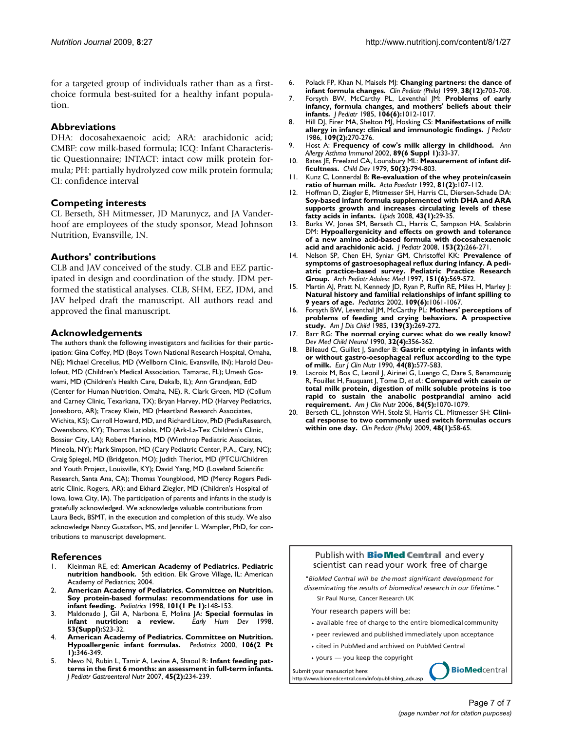for a targeted group of individuals rather than as a first-choice formula best-suited for a healthy infant population.

## Abbreviations

DHA: docosahexaenoic acid; ARA: arachidonic acid; CMBF: cow milk-based formula; ICQ: Infant Characteristic Questionnaire; INTACT: intact cow milk protein formula; PH: partially hydrolyzed cow milk protein formula; CI: confidence interval

## Competing interests

CL Berseth, SH Mitmesser, JD Marunycz, and JA Vanderhoof are employees of the study sponsor, Mead Johnson Nutrition, Evansville, IN.

## Authors' contributions

CLB and JAV conceived of the study. CLB and EEZ participated in design and coordination of the study. JDM performed the statistical analyses. CLB, SHM, EEZ, JDM, and JAV helped draft the manuscript. All authors read and approved the final manuscript.

## Acknowledgements

The authors thank the following investigators and facilities for their participation: Gina Coffey, MD (Boys Town National Research Hospital, Omaha, NE); Michael Crecelius, MD (Wellborn Clinic, Evansville, IN); Harold Deulofeut, MD (Children's Medical Association, Tamarac, FL); Umesh Goswami, MD (Children's Health Care, Dekalb, IL); Ann Grandjean, EdD (Center for Human Nutrition, Omaha, NE), R. Clark Green, MD (Collum and Carney Clinic, Texarkana, TX); Bryan Harvey, MD (Harvey Pediatrics, Jonesboro, AR); Tracey Klein, MD (Heartland Research Associates, Wichita, KS); Carroll Howard, MD, and Richard Litov, PhD (PediaResearch, Owensboro, KY); Thomas Latiolais, MD (Ark-La-Tex Children's Clinic, Bossier City, LA); Robert Marino, MD (Winthrop Pediatric Associates, Mineola, NY); Mark Simpson, MD (Cary Pediatric Center, P.A., Cary, NC); Craig Spiegel, MD (Bridgeton, MO); Judith Theriot, MD (PTCU/Children and Youth Project, Louisville, KY); David Yang, MD (Loveland Scientific Research, Santa Ana, CA); Thomas Youngblood, MD (Mercy Rogers Pediatric Clinic, Rogers, AR); and Ekhard Ziegler, MD (Children's Hospital of Iowa, Iowa City, IA). The participation of parents and infants in the study is gratefully acknowledged. We acknowledge valuable contributions from Laura Beck, BSMT, in the execution and completion of this study. We also acknowledge Nancy Gustafson, MS, and Jennifer L. Wampler, PhD, for contributions to manuscript development.

## References

1. Kleinman RE, ed: **American Academy of Pediatrics. Pediatric nutrition handbook.** 5th edition. Elk Grove Village, IL: American Academy of Pediatrics; 2004.
2. **American Academy of Pediatrics. Committee on Nutrition. Soy protein-based formulas: recommendations for use in infant feeding.** *Pediatrics* 1998, **101(1 Pt 1):**148-153.
3. Maldonado J, Gil A, Narbona E, Molina JA: **Special formulas in infant nutrition: a review.** *Early Hum Dev* 1998, **53(Suppl):**S23-32.
4. **American Academy of Pediatrics. Committee on Nutrition. Hypoallergenic infant formulas.** *Pediatrics* 2000, **106(2 Pt 1):**346-349.
5. Nevo N, Rubin L, Tamir A, Levine A, Shaoul R: **Infant feeding patterns in the first 6 months: an assessment in full-term infants.** *J Pediatr Gastroenterol Nutr* 2007, **45(2):**234-239.
6. Polack FP, Khan N, Maisels MJ: **Changing partners: the dance of infant formula changes.** *Clin Pediatr (Phila)* 1999, **38(12):**703-708.
7. Forsyth BW, McCarthy PL, Leventhal JM: **Problems of early infancy, formula changes, and mothers' beliefs about their infants.** *J Pediatr* 1985, **106(6):**1012-1017.
8. Hill DJ, Firer MA, Shelton MJ, Hosking CS: **Manifestations of milk allergy in infancy: clinical and immunologic findings.** *J Pediatr* 1986, **109(2):**270-276.
9. Host A: **Frequency of cow's milk allergy in childhood.** *Ann Allergy Asthma Immunol* 2002, **89(6 Suppl 1):**33-37.
10. Bates JE, Freeland CA, Lounsbury ML: **Measurement of infant difficultness.** *Child Dev* 1979, **50(3):**794-803.
11. Kunz C, Lonnerdal B: **Re-evaluation of the whey protein/casein ratio of human milk.** *Acta Paediatr* 1992, **81(2):**107-112.
12. Hoffman D, Ziegler E, Mitmesser SH, Harris CL, Diersen-Schade DA: **Soy-based infant formula supplemented with DHA and ARA supports growth and increases circulating levels of these fatty acids in infants.** *Lipids* 2008, **43(1):**29-35.
13. Burks W, Jones SM, Berseth CL, Harris C, Sampson HA, Scalabrin DM: **Hypoallergenicity and effects on growth and tolerance of a new amino acid-based formula with docosahexaenoic acid and arachidonic acid.** *J Pediatr* 2008, **153(2):**266-271.
14. Nelson SP, Chen EH, Syniar GM, Christoffel KK: **Prevalence of symptoms of gastroesophageal reflux during infancy. A pediatric practice-based survey. Pediatric Practice Research Group.** *Arch Pediatr Adolesc Med* 1997, **151(6):**569-572.
15. Martin AJ, Pratt N, Kennedy JD, Ryan P, Ruffin RE, Miles H, Marley J: **Natural history and familial relationships of infant spilling to 9 years of age.** *Pediatrics* 2002, **109(6):**1061-1067.
16. Forsyth BW, Leventhal JM, McCarthy PL: **Mothers' perceptions of problems of feeding and crying behaviors. A prospective study.** *Am J Dis Child* 1985, **139(3):**269-272.
17. Barr RG: **The normal crying curve: what do we really know?** *Dev Med Child Neurol* 1990, **32(4):**356-362.
18. Billeaud C, Guillet J, Sandler B: **Gastric emptying in infants with or without gastro-oesophageal reflux according to the type of milk.** *Eur J Clin Nutr* 1990, **44(8):**577-583.
19. Lacroix M, Bos C, Leonil J, Airinei G, Luengo C, Dare S, Benamouzig R, Fouillet H, Fauquant J, Tome D, *et al.*: **Compared with casein or total milk protein, digestion of milk soluble proteins is too rapid to sustain the anabolic postprandial amino acid requirement.** *Am J Clin Nutr* 2006, **84(5):**1070-1079.
20. Berseth CL, Johnston WH, Stolz SI, Harris CL, Mitmesser SH: **Clinical response to two commonly used switch formulas occurs within one day.** *Clin Pediatr (Phila)* 2009, **48(1):**58-65.

Publish with **BioMed Central** and every scientist can read your work free of charge

*"BioMed Central will be the most significant development for disseminating the results of biomedical research in our lifetime."*
Sir Paul Nurse, Cancer Research UK

Your research papers will be:

- available free of charge to the entire biomedical community
- peer reviewed and published immediately upon acceptance
- cited in PubMed and archived on PubMed Central
- yours — you keep the copyright

Submit your manuscript here:
http://www.biomedcentral.com/info/publishing_adv.asp

BioMedcentral